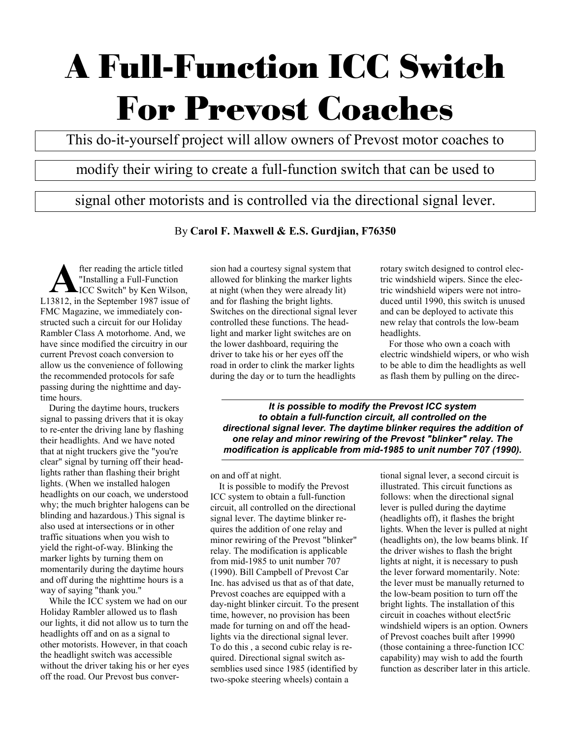# A Full-Function ICC Switch For Prevost Coaches

This do-it-yourself project will allow owners of Prevost motor coaches to modify their wiring to create a full-function switch that can be used to signal other motorists and is controlled via the directional signal lever.

By **Carol F. Maxwell & E.S. Gurdjian, F76350**

After reading the article titled "Installing a Full-Function ICC Switch" by Ken Wilson, L13812, in the September 1987 issue of FMC Magazine, we immediately constructed such a circuit for our Holiday Rambler Class A motorhome. And, we have since modified the circuitry in our current Prevost coach conversion to allow us the convenience of following the recommended protocols for safe passing during the nighttime and daytime hours.

During the daytime hours, truckers signal to passing drivers that it is okay to re-enter the driving lane by flashing their headlights. And we have noted that at night truckers give the "you're clear" signal by turning off their headlights rather than flashing their bright lights. (When we installed halogen headlights on our coach, we understood why; the much brighter halogens can be blinding and hazardous.) This signal is also used at intersections or in other traffic situations when you wish to yield the right-of-way. Blinking the marker lights by turning them on momentarily during the daytime hours and off during the nighttime hours is a way of saying "thank you."

While the ICC system we had on our Holiday Rambler allowed us to flash our lights, it did not allow us to turn the headlights off and on as a signal to other motorists. However, in that coach the headlight switch was accessible without the driver taking his or her eyes off the road. Our Prevost bus conversion had a courtesy signal system that allowed for blinking the marker lights at night (when they were already lit) and for flashing the bright lights. Switches on the directional signal lever controlled these functions. The headlight and marker light switches are on the lower dashboard, requiring the driver to take his or her eyes off the road in order to clink the marker lights during the day or to turn the headlights on and off at night.

***It is possible to modify the Prevost ICC system to obtain a full-function circuit, all controlled on the directional signal lever. The daytime blinker requires the addition of one relay and minor rewiring of the Prevost "blinker" relay. The modification is applicable from mid-1985 to unit number 707 (1990).***

It is possible to modify the Prevost ICC system to obtain a full-function circuit, all controlled on the directional signal lever. The daytime blinker requires the addition of one relay and minor rewiring of the Prevost "blinker" relay. The modification is applicable from mid-1985 to unit number 707 (1990). Bill Campbell of Prevost Car Inc. has advised us that as of that date, Prevost coaches are equipped with a day-night blinker circuit. To the present time, however, no provision has been made for turning on and off the headlights via the directional signal lever. To do this , a second cubic relay is required. Directional signal switch assemblies used since 1985 (identified by two-spoke steering wheels) contain a rotary switch designed to control electric windshield wipers. Since the electric windshield wipers were not introduced until 1990, this switch is unused and can be deployed to activate this new relay that controls the low-beam headlights.

For those who own a coach with electric windshield wipers, or who wish to be able to dim the headlights as well as flash them by pulling on the directional signal lever, a second circuit is illustrated. This circuit functions as follows: when the directional signal lever is pulled during the daytime (headlights off), it flashes the bright lights. When the lever is pulled at night (headlights on), the low beams blink. If the driver wishes to flash the bright lights at night, it is necessary to push the lever forward momentarily. Note: the lever must be manually returned to the low-beam position to turn off the bright lights. The installation of this circuit in coaches without elect5ric windshield wipers is an option. Owners of Prevost coaches built after 19990 (those containing a three-function ICC capability) may wish to add the fourth function as describer later in this article.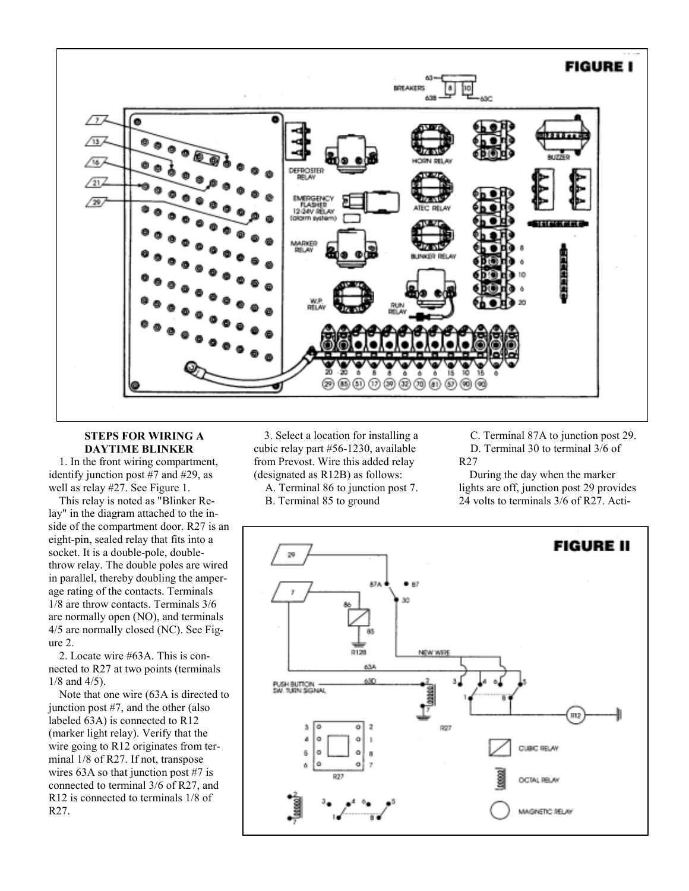### STEPS FOR WIRING A DAYTIME BLINKER

1. In the front wiring compartment, identify junction post #7 and #29, as well as relay #27. See Figure 1.

This relay is noted as "Blinker Relay" in the diagram attached to the inside of the compartment door. R27 is an eight-pin, sealed relay that fits into a socket. It is a double-pole, double-throw relay. The double poles are wired in parallel, thereby doubling the amperage rating of the contacts. Terminals 1/8 are throw contacts. Terminals 3/6 are normally open (NO), and terminals 4/5 are normally closed (NC). See Figure 2.

2. Locate wire #63A. This is connected to R27 at two points (terminals 1/8 and 4/5).

Note that one wire (63A is directed to junction post #7, and the other (also labeled 63A) is connected to R12 (marker light relay). Verify that the wire going to R12 originates from terminal 1/8 of R27. If not, transpose wires 63A so that junction post #7 is connected to terminal 3/6 of R27, and R12 is connected to terminals 1/8 of R27.

3. Select a location for installing a cubic relay part #56-1230, available from Prevost. Wire this added relay (designated as R12B) as follows:

A. Terminal 86 to junction post 7.
B. Terminal 85 to ground
C. Terminal 87A to junction post 29.
D. Terminal 30 to terminal 3/6 of R27

During the day when the marker lights are off, junction post 29 provides 24 volts to terminals 3/6 of R27. Acti-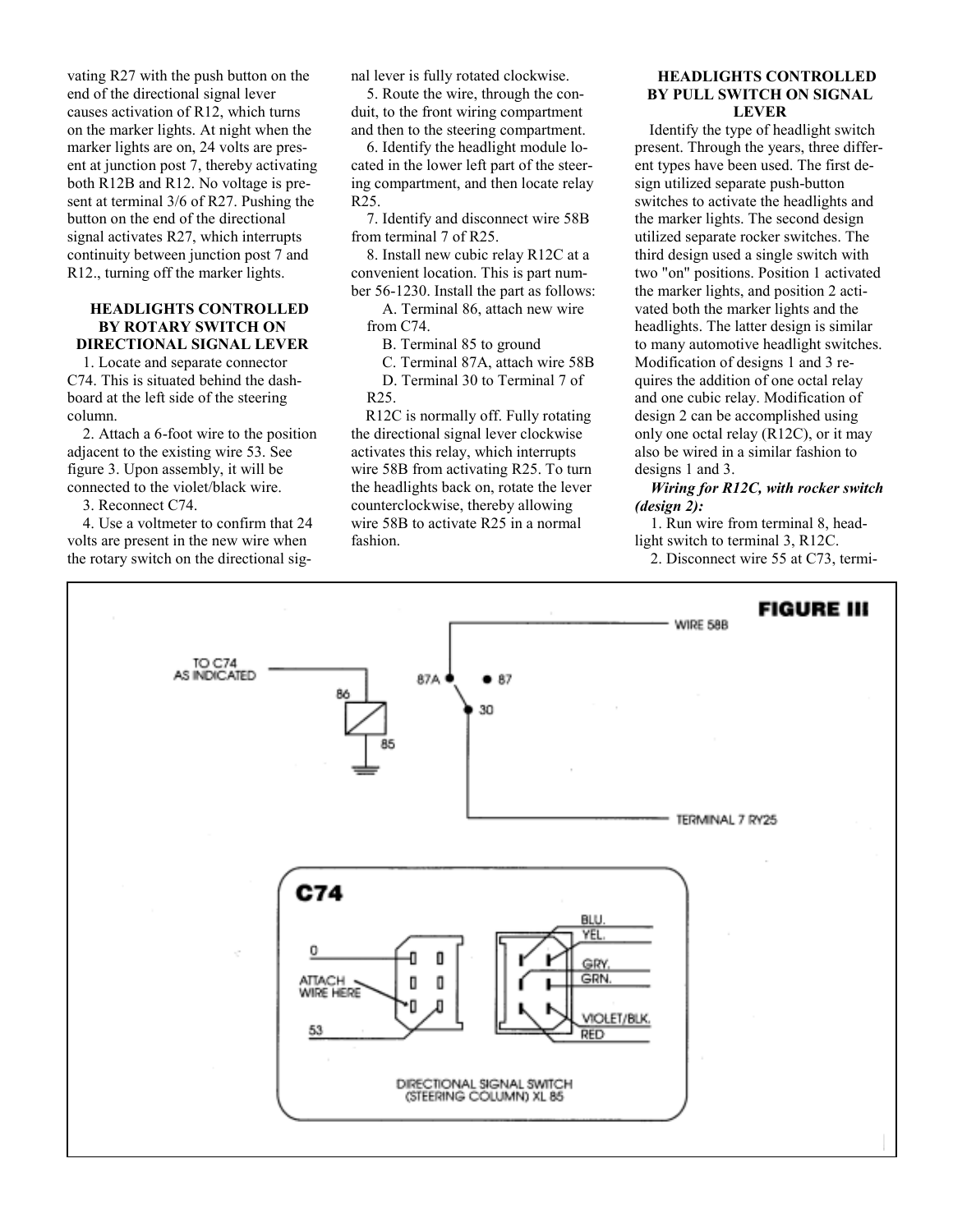vating R27 with the push button on the end of the directional signal lever causes activation of R12, which turns on the marker lights. At night when the marker lights are on, 24 volts are present at junction post 7, thereby activating both R12B and R12. No voltage is present at terminal 3/6 of R27. Pushing the button on the end of the directional signal activates R27, which interrupts continuity between junction post 7 and R12., turning off the marker lights.

### HEADLIGHTS CONTROLLED BY ROTARY SWITCH ON DIRECTIONAL SIGNAL LEVER

1. Locate and separate connector C74. This is situated behind the dashboard at the left side of the steering column.
2. Attach a 6-foot wire to the position adjacent to the existing wire 53. See figure 3. Upon assembly, it will be connected to the violet/black wire.
3. Reconnect C74.
4. Use a voltmeter to confirm that 24 volts are present in the new wire when the rotary switch on the directional signal lever is fully rotated clockwise.
5. Route the wire, through the conduit, to the front wiring compartment and then to the steering compartment.
6. Identify the headlight module located in the lower left part of the steering compartment, and then locate relay R25.
7. Identify and disconnect wire 58B from terminal 7 of R25.
8. Install new cubic relay R12C at a convenient location. This is part number 56-1230. Install the part as follows:
   A. Terminal 86, attach new wire from C74.
   B. Terminal 85 to ground
   C. Terminal 87A, attach wire 58B
   D. Terminal 30 to Terminal 7 of R25.

R12C is normally off. Fully rotating the directional signal lever clockwise activates this relay, which interrupts wire 58B from activating R25. To turn the headlights back on, rotate the lever counterclockwise, thereby allowing wire 58B to activate R25 in a normal fashion.

### HEADLIGHTS CONTROLLED BY PULL SWITCH ON SIGNAL LEVER

Identify the type of headlight switch present. Through the years, three different types have been used. The first design utilized separate push-button switches to activate the headlights and the marker lights. The second design utilized separate rocker switches. The third design used a single switch with two "on" positions. Position 1 activated the marker lights, and position 2 activated both the marker lights and the headlights. The latter design is similar to many automotive headlight switches. Modification of designs 1 and 3 requires the addition of one octal relay and one cubic relay. Modification of design 2 can be accomplished using only one octal relay (R12C), or it may also be wired in a similar fashion to designs 1 and 3.

***Wiring for R12C, with rocker switch (design 2):***

1. Run wire from terminal 8, headlight switch to terminal 3, R12C.
2. Disconnect wire 55 at C73, termi-

**FIGURE III**

TO C74 AS INDICATED — 86 — 85 — WIRE 58B — 87A — 87 — 30 — TERMINAL 7 RY25

C74 — 0 — ATTACH WIRE HERE — 53 — BLU. — YEL. — GRY. — GRN. — VIOLET/BLK. — RED

DIRECTIONAL SIGNAL SWITCH (STEERING COLUMN) XL 85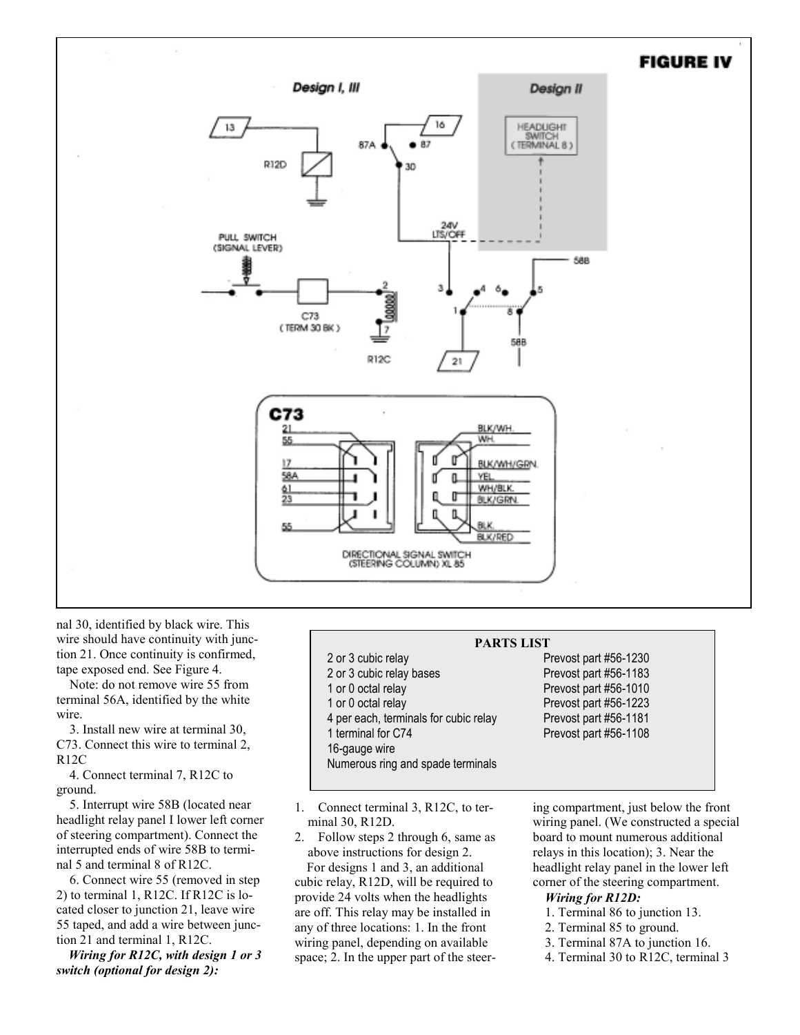**FIGURE IV**

Design I, III

Design II

13

16

R12D

87A

87

30

HEADLIGHT SWITCH (TERMINAL 8)

24V LTS/OFF

PULL SWITCH (SIGNAL LEVER)

C73 (TERM 30 BK)

R12C

58B

21

C73

21
55
17
58A
61
23
55

BLK/WH.
WH.
BLK/WH/GRN.
YEL.
WH/BLK.
BLK/GRN.
BLK.
BLK/RED

DIRECTIONAL SIGNAL SWITCH (STEERING COLUMN) XL 85

nal 30, identified by black wire. This wire should have continuity with junction 21. Once continuity is confirmed, tape exposed end. See Figure 4.

Note: do not remove wire 55 from terminal 56A, identified by the white wire.

3. Install new wire at terminal 30, C73. Connect this wire to terminal 2, R12C

4. Connect terminal 7, R12C to ground.

5. Interrupt wire 58B (located near headlight relay panel I lower left corner of steering compartment). Connect the interrupted ends of wire 58B to terminal 5 and terminal 8 of R12C.

6. Connect wire 55 (removed in step 2) to terminal 1, R12C. If R12C is located closer to junction 21, leave wire 55 taped, and add a wire between junction 21 and terminal 1, R12C.

***Wiring for R12C, with design 1 or 3 switch (optional for design 2):***

**PARTS LIST**

| | |
|---|---|
| 2 or 3 cubic relay | Prevost part #56-1230 |
| 2 or 3 cubic relay bases | Prevost part #56-1183 |
| 1 or 0 octal relay | Prevost part #56-1010 |
| 1 or 0 octal relay | Prevost part #56-1223 |
| 4 per each, terminals for cubic relay | Prevost part #56-1181 |
| 1 terminal for C74 | Prevost part #56-1108 |
| 16-gauge wire | |
| Numerous ring and spade terminals | |

1. Connect terminal 3, R12C, to terminal 30, R12D.
2. Follow steps 2 through 6, same as above instructions for design 2.

For designs 1 and 3, an additional cubic relay, R12D, will be required to provide 24 volts when the headlights are off. This relay may be installed in any of three locations: 1. In the front wiring panel, depending on available space; 2. In the upper part of the steering compartment, just below the front wiring panel. (We constructed a special board to mount numerous additional relays in this location); 3. Near the headlight relay panel in the lower left corner of the steering compartment.

***Wiring for R12D:***

1. Terminal 86 to junction 13.
2. Terminal 85 to ground.
3. Terminal 87A to junction 16.
4. Terminal 30 to R12C, terminal 3